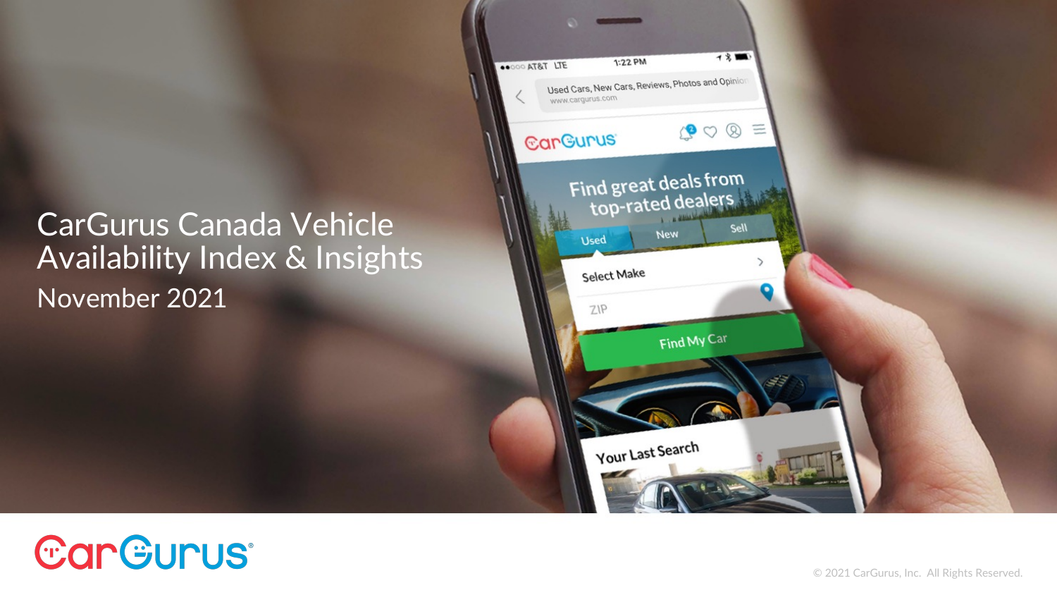# CarGurus Canada Vehicle Availability Index & Insights

November 2021

© 2021 CarGurus, Inc. All Rights Reserved.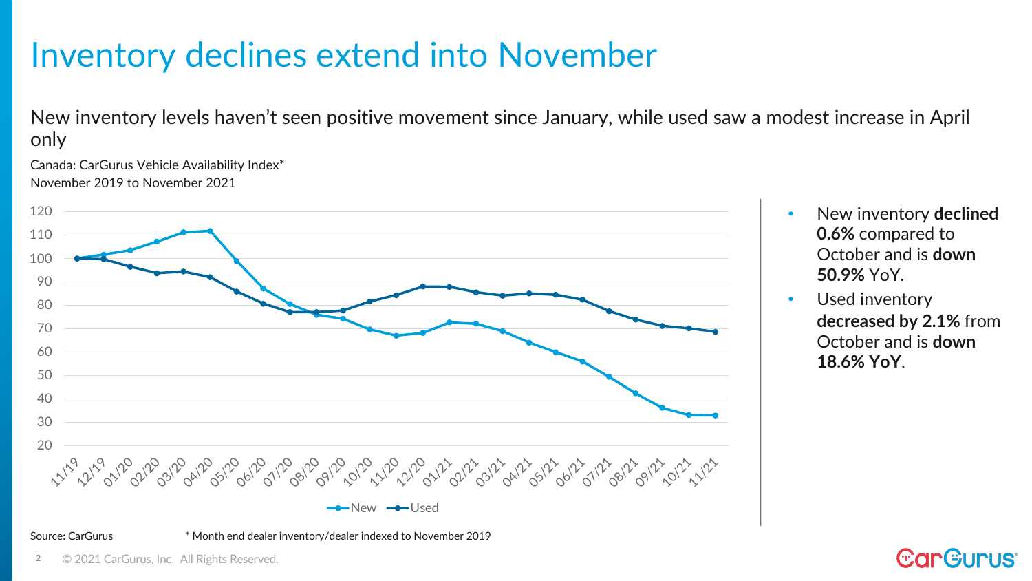# Inventory declines extend into November

New inventory levels haven't seen positive movement since January, while used saw a modest increase in April only

Canada: CarGurus Vehicle Availability Index*
November 2019 to November 2021

- New inventory **declined 0.6%** compared to October and is **down 50.9%** YoY.
- Used inventory **decreased by 2.1%** from October and is **down 18.6% YoY**.

Source: CarGurus

* Month end dealer inventory/dealer indexed to November 2019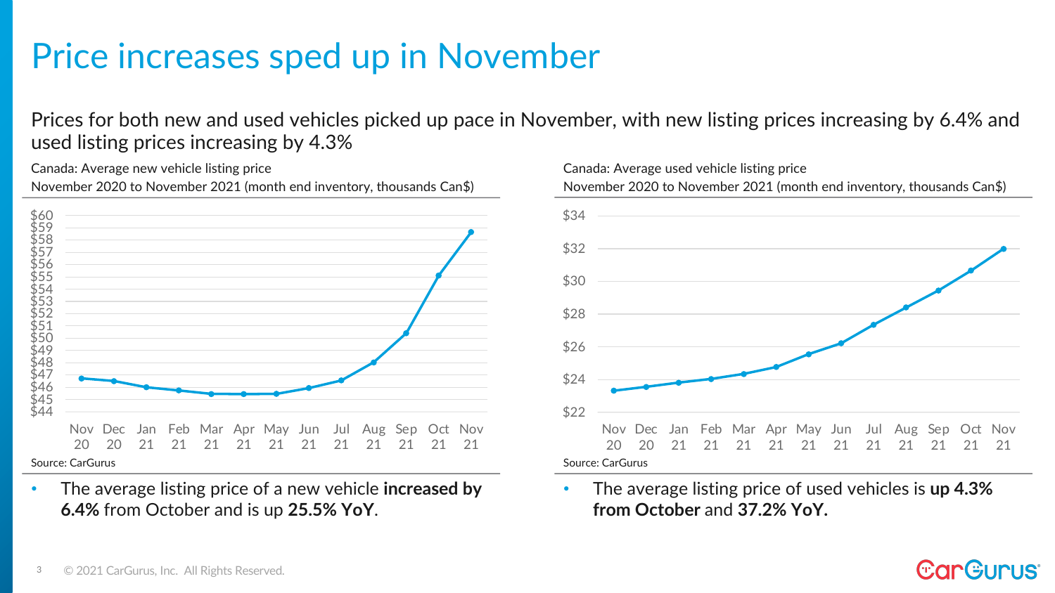# Price increases sped up in November

Prices for both new and used vehicles picked up pace in November, with new listing prices increasing by 6.4% and used listing prices increasing by 4.3%

Canada: Average new vehicle listing price
November 2020 to November 2021 (month end inventory, thousands Can$)

Source: CarGurus

- The average listing price of a new vehicle **increased by 6.4%** from October and is up **25.5% YoY**.

Canada: Average used vehicle listing price
November 2020 to November 2021 (month end inventory, thousands Can$)

Source: CarGurus

- The average listing price of used vehicles is **up 4.3% from October** and **37.2% YoY.**

© 2021 CarGurus, Inc. All Rights Reserved.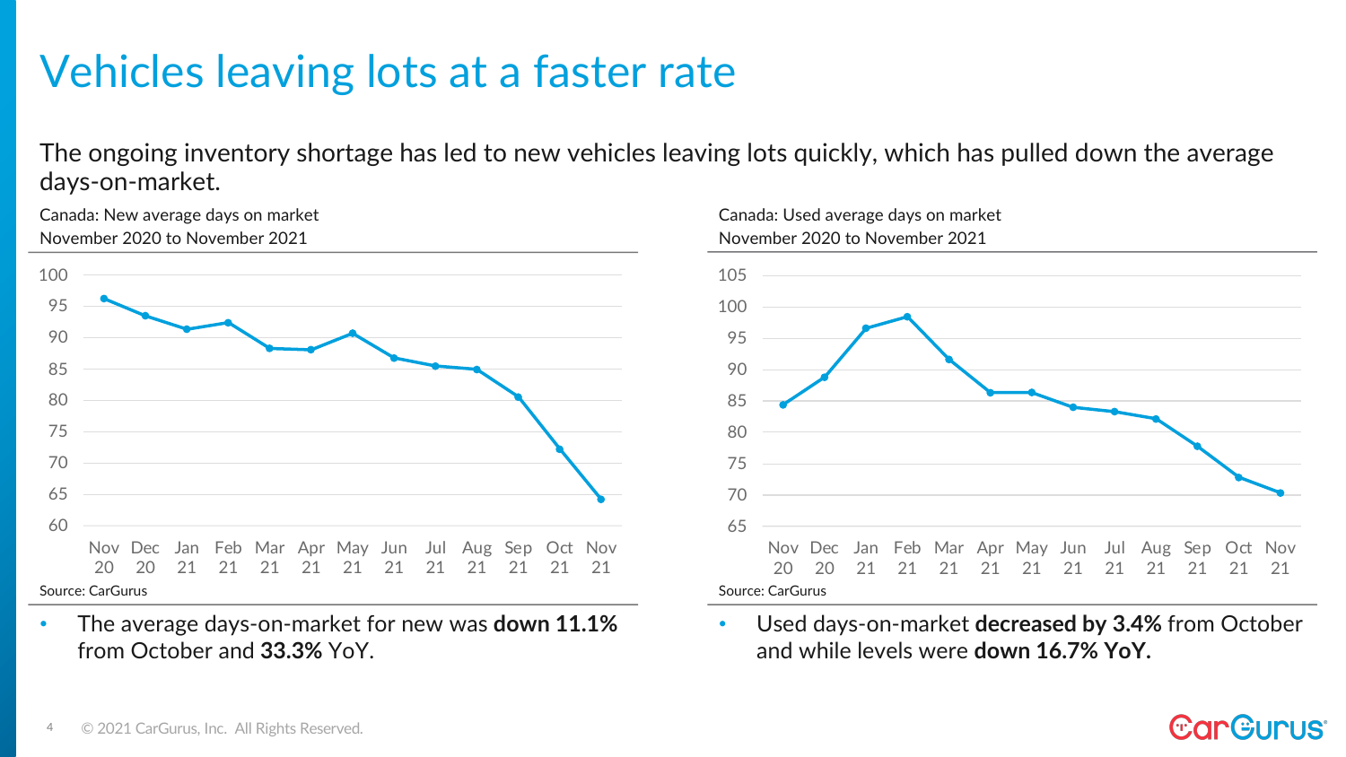# Vehicles leaving lots at a faster rate

The ongoing inventory shortage has led to new vehicles leaving lots quickly, which has pulled down the average days-on-market.

Canada: New average days on market
November 2020 to November 2021

100
95
90
85
80
75
70
65
60

Nov 20 Dec 20 Jan 21 Feb 21 Mar 21 Apr 21 May 21 Jun 21 Jul 21 Aug 21 Sep 21 Oct 21 Nov 21

Source: CarGurus

- The average days-on-market for new was **down 11.1%** from October and **33.3%** YoY.

Canada: Used average days on market
November 2020 to November 2021

105
100
95
90
85
80
75
70
65

Nov 20 Dec 20 Jan 21 Feb 21 Mar 21 Apr 21 May 21 Jun 21 Jul 21 Aug 21 Sep 21 Oct 21 Nov 21

Source: CarGurus

- Used days-on-market **decreased by 3.4%** from October and while levels were **down 16.7% YoY.**

© 2021 CarGurus, Inc. All Rights Reserved.